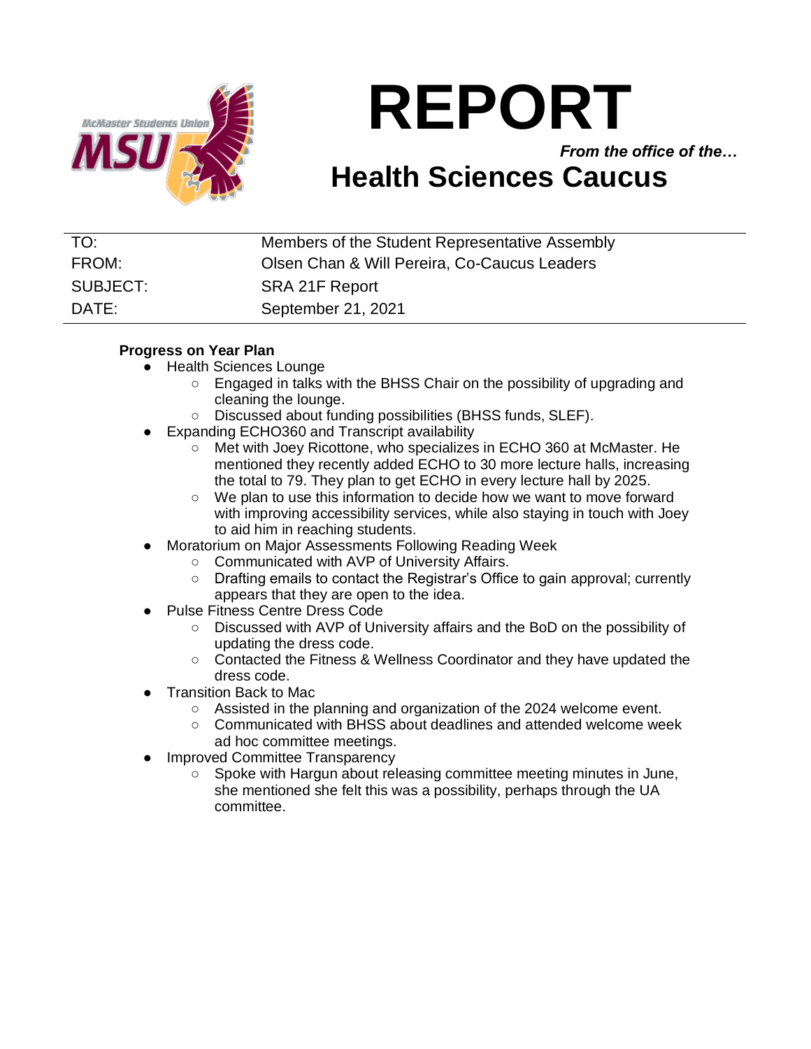# REPORT

*From the office of the…*

## Health Sciences Caucus

| | |
|---|---|
| TO: | Members of the Student Representative Assembly |
| FROM: | Olsen Chan & Will Pereira, Co-Caucus Leaders |
| SUBJECT: | SRA 21F Report |
| DATE: | September 21, 2021 |

**Progress on Year Plan**

- Health Sciences Lounge
  - Engaged in talks with the BHSS Chair on the possibility of upgrading and cleaning the lounge.
  - Discussed about funding possibilities (BHSS funds, SLEF).
- Expanding ECHO360 and Transcript availability
  - Met with Joey Ricottone, who specializes in ECHO 360 at McMaster. He mentioned they recently added ECHO to 30 more lecture halls, increasing the total to 79. They plan to get ECHO in every lecture hall by 2025.
  - We plan to use this information to decide how we want to move forward with improving accessibility services, while also staying in touch with Joey to aid him in reaching students.
- Moratorium on Major Assessments Following Reading Week
  - Communicated with AVP of University Affairs.
  - Drafting emails to contact the Registrar's Office to gain approval; currently appears that they are open to the idea.
- Pulse Fitness Centre Dress Code
  - Discussed with AVP of University affairs and the BoD on the possibility of updating the dress code.
  - Contacted the Fitness & Wellness Coordinator and they have updated the dress code.
- Transition Back to Mac
  - Assisted in the planning and organization of the 2024 welcome event.
  - Communicated with BHSS about deadlines and attended welcome week ad hoc committee meetings.
- Improved Committee Transparency
  - Spoke with Hargun about releasing committee meeting minutes in June, she mentioned she felt this was a possibility, perhaps through the UA committee.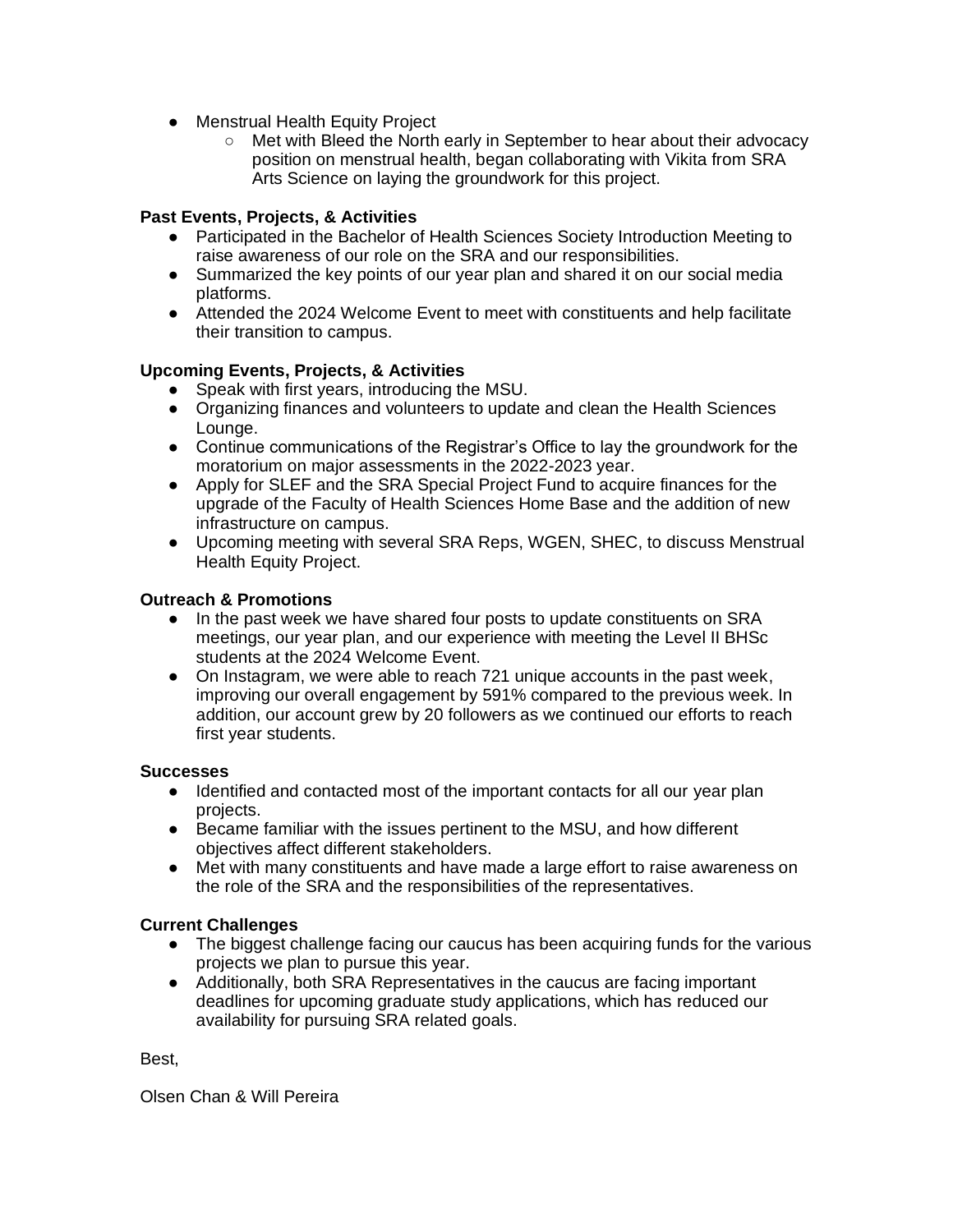- Menstrual Health Equity Project
    - Met with Bleed the North early in September to hear about their advocacy position on menstrual health, began collaborating with Vikita from SRA Arts Science on laying the groundwork for this project.

**Past Events, Projects, & Activities**

- Participated in the Bachelor of Health Sciences Society Introduction Meeting to raise awareness of our role on the SRA and our responsibilities.
- Summarized the key points of our year plan and shared it on our social media platforms.
- Attended the 2024 Welcome Event to meet with constituents and help facilitate their transition to campus.

**Upcoming Events, Projects, & Activities**

- Speak with first years, introducing the MSU.
- Organizing finances and volunteers to update and clean the Health Sciences Lounge.
- Continue communications of the Registrar's Office to lay the groundwork for the moratorium on major assessments in the 2022-2023 year.
- Apply for SLEF and the SRA Special Project Fund to acquire finances for the upgrade of the Faculty of Health Sciences Home Base and the addition of new infrastructure on campus.
- Upcoming meeting with several SRA Reps, WGEN, SHEC, to discuss Menstrual Health Equity Project.

**Outreach & Promotions**

- In the past week we have shared four posts to update constituents on SRA meetings, our year plan, and our experience with meeting the Level II BHSc students at the 2024 Welcome Event.
- On Instagram, we were able to reach 721 unique accounts in the past week, improving our overall engagement by 591% compared to the previous week. In addition, our account grew by 20 followers as we continued our efforts to reach first year students.

**Successes**

- Identified and contacted most of the important contacts for all our year plan projects.
- Became familiar with the issues pertinent to the MSU, and how different objectives affect different stakeholders.
- Met with many constituents and have made a large effort to raise awareness on the role of the SRA and the responsibilities of the representatives.

**Current Challenges**

- The biggest challenge facing our caucus has been acquiring funds for the various projects we plan to pursue this year.
- Additionally, both SRA Representatives in the caucus are facing important deadlines for upcoming graduate study applications, which has reduced our availability for pursuing SRA related goals.

Best,

Olsen Chan & Will Pereira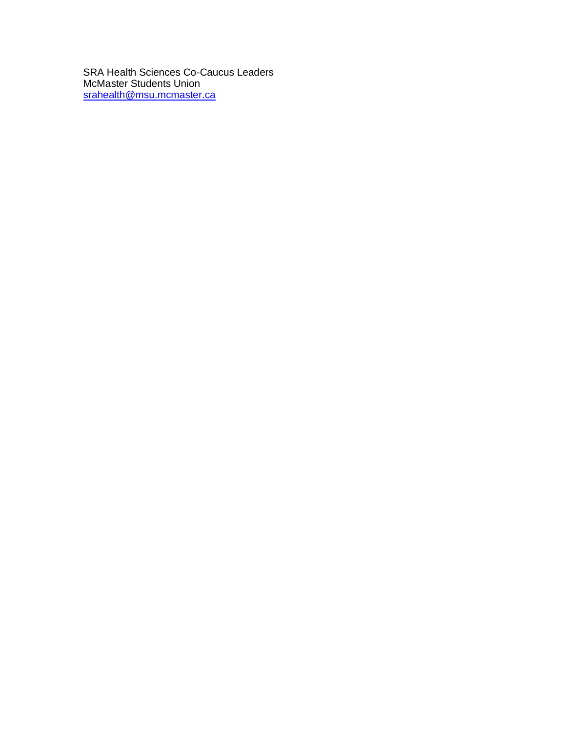SRA Health Sciences Co-Caucus Leaders
McMaster Students Union
[srahealth@msu.mcmaster.ca](mailto:srahealth@msu.mcmaster.ca)